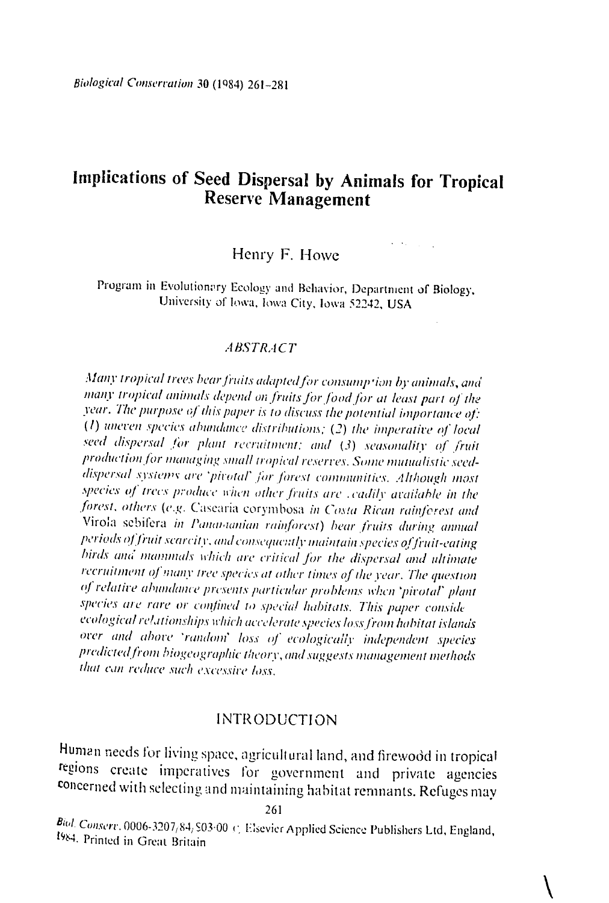# Implications of Seed Dispersal by Animals for Tropical Reserve Management

Henry F. Howe

Program in Evolutionary Ecology and Behavior, Department of Biology, University of Iowa, Iowa City, Iowa 52242, USA

## ABSTRACT

*Many tropical trees bear fruits adapted for consumption by animals, and many tropical animals depend on fruits for food for at least part of the year. The purpose of this paper is to discuss the potential importance of: (1) uneven species abundance distributions; (2) the imperative of local seed dispersal for plant recruitment; and (3) seasonality of fruit production for managing small tropical reserves. Some mutualistic seed-dispersal systems are 'pivotal' for forest communities. Although most species of trees produce when other fruits are readily available in the forest, others (e.g.* Casearia corymbosa *in Costa Rican rainforest and* Virola sebifera *in Panamanian rainforest) bear fruits during annual periods of fruit scarcity, and consequently maintain species of fruit-eating birds and mammals which are critical for the dispersal and ultimate recruitment of many tree species at other times of the year. The question of relative abundance presents particular problems when 'pivotal' plant species are rare or confined to special habitats. This paper considers ecological relationships which accelerate species loss from habitat islands over and above 'random' loss of ecologically independent species predicted from biogeographic theory, and suggests management methods that can reduce such excessive loss.*

## INTRODUCTION

Human needs for living space, agricultural land, and firewood in tropical regions create imperatives for government and private agencies concerned with selecting and maintaining habitat remnants. Refuges may

Biol. Conserv. 0006-3207/84/$03·00 © Elsevier Applied Science Publishers Ltd, England, 1984. Printed in Great Britain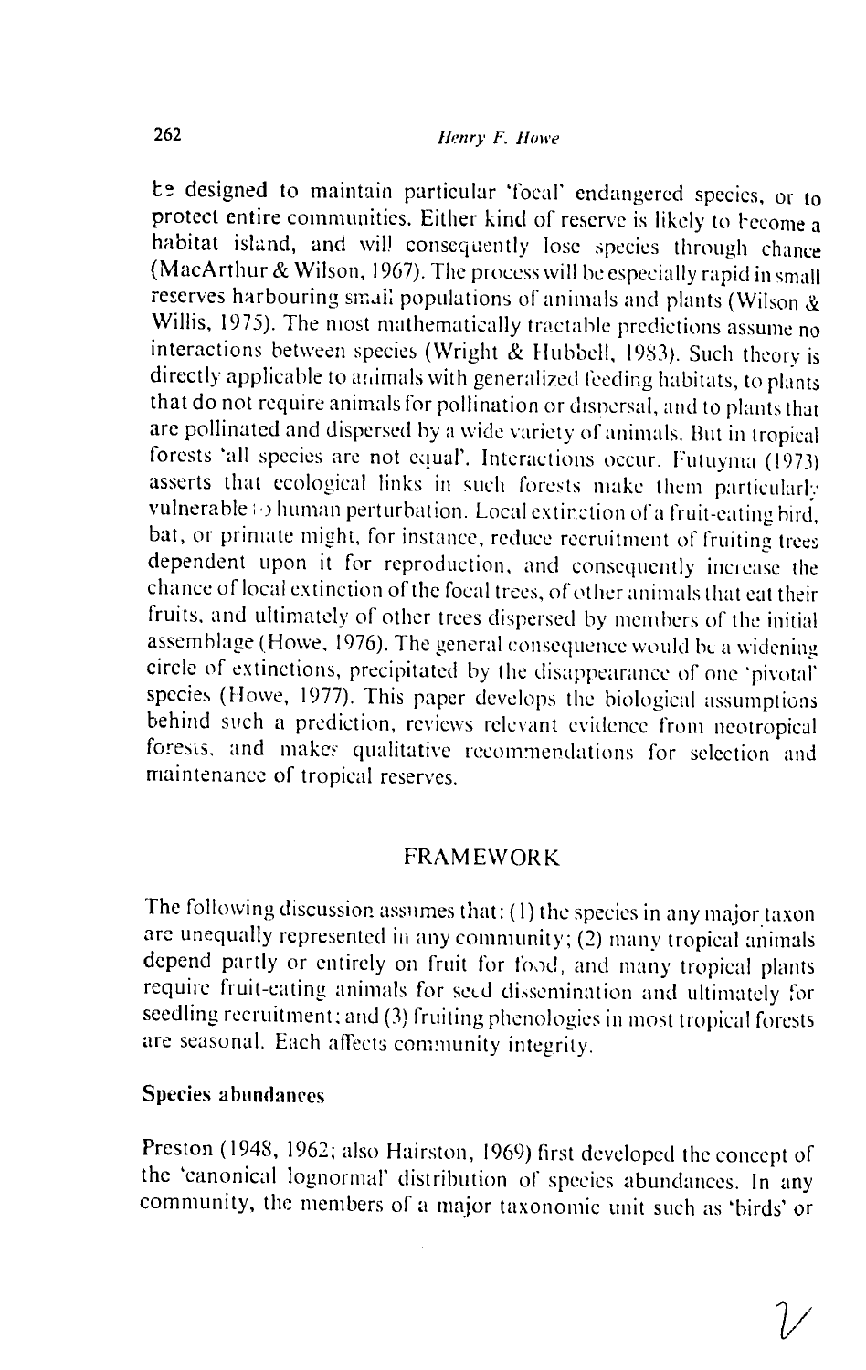be designed to maintain particular 'focal' endangered species, or to protect entire communities. Either kind of reserve is likely to become a habitat island, and will consequently lose species through chance (MacArthur & Wilson, 1967). The process will be especially rapid in small reserves harbouring small populations of animals and plants (Wilson & Willis, 1975). The most mathematically tractable predictions assume no interactions between species (Wright & Hubbell, 1983). Such theory is directly applicable to animals with generalized feeding habitats, to plants that do not require animals for pollination or dispersal, and to plants that are pollinated and dispersed by a wide variety of animals. But in tropical forests 'all species are not equal'. Interactions occur. Futuyma (1973) asserts that ecological links in such forests make them particularly vulnerable to human perturbation. Local extinction of a fruit-eating bird, bat, or primate might, for instance, reduce recruitment of fruiting trees dependent upon it for reproduction, and consequently increase the chance of local extinction of the focal trees, of other animals that eat their fruits, and ultimately of other trees dispersed by members of the initial assemblage (Howe, 1976). The general consequence would be a widening circle of extinctions, precipitated by the disappearance of one 'pivotal' species (Howe, 1977). This paper develops the biological assumptions behind such a prediction, reviews relevant evidence from neotropical forests, and makes qualitative recommendations for selection and maintenance of tropical reserves.

## FRAMEWORK

The following discussion assumes that: (1) the species in any major taxon are unequally represented in any community; (2) many tropical animals depend partly or entirely on fruit for food, and many tropical plants require fruit-eating animals for seed dissemination and ultimately for seedling recruitment; and (3) fruiting phenologies in most tropical forests are seasonal. Each affects community integrity.

### Species abundances

Preston (1948, 1962; also Hairston, 1969) first developed the concept of the 'canonical lognormal' distribution of species abundances. In any community, the members of a major taxonomic unit such as 'birds' or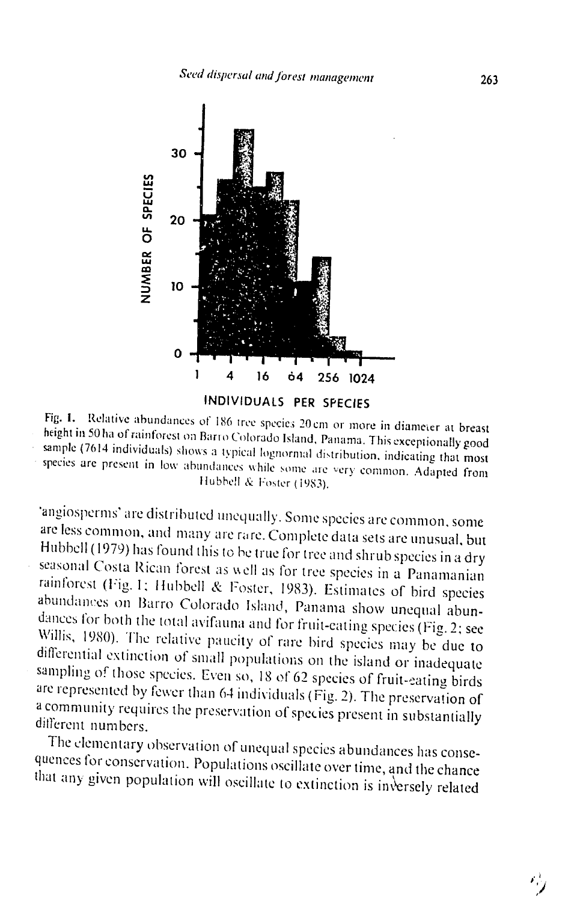30

20

10

0

NUMBER OF SPECIES

1 4 16 64 256 1024

INDIVIDUALS PER SPECIES

Fig. 1. Relative abundances of 186 tree species 20 cm or more in diameter at breast height in 50 ha of rainforest on Barro Colorado Island, Panama. This exceptionally good sample (7614 individuals) shows a typical lognormal distribution, indicating that most species are present in low abundances while some are very common. Adapted from Hubbell & Foster (1983).

'angiosperms' are distributed unequally. Some species are common, some are less common, and many are rare. Complete data sets are unusual, but Hubbell (1979) has found this to be true for tree and shrub species in a dry seasonal Costa Rican forest as well as for tree species in a Panamanian rainforest (Fig. 1; Hubbell & Foster, 1983). Estimates of bird species abundances on Barro Colorado Island, Panama show unequal abundances for both the total avifauna and for fruit-eating species (Fig. 2; see Willis, 1980). The relative paucity of rare bird species may be due to differential extinction of small populations on the island or inadequate sampling of those species. Even so, 18 of 62 species of fruit-eating birds are represented by fewer than 64 individuals (Fig. 2). The preservation of a community requires the preservation of species present in substantially different numbers.

The elementary observation of unequal species abundances has consequences for conservation. Populations oscillate over time, and the chance that any given population will oscillate to extinction is inversely related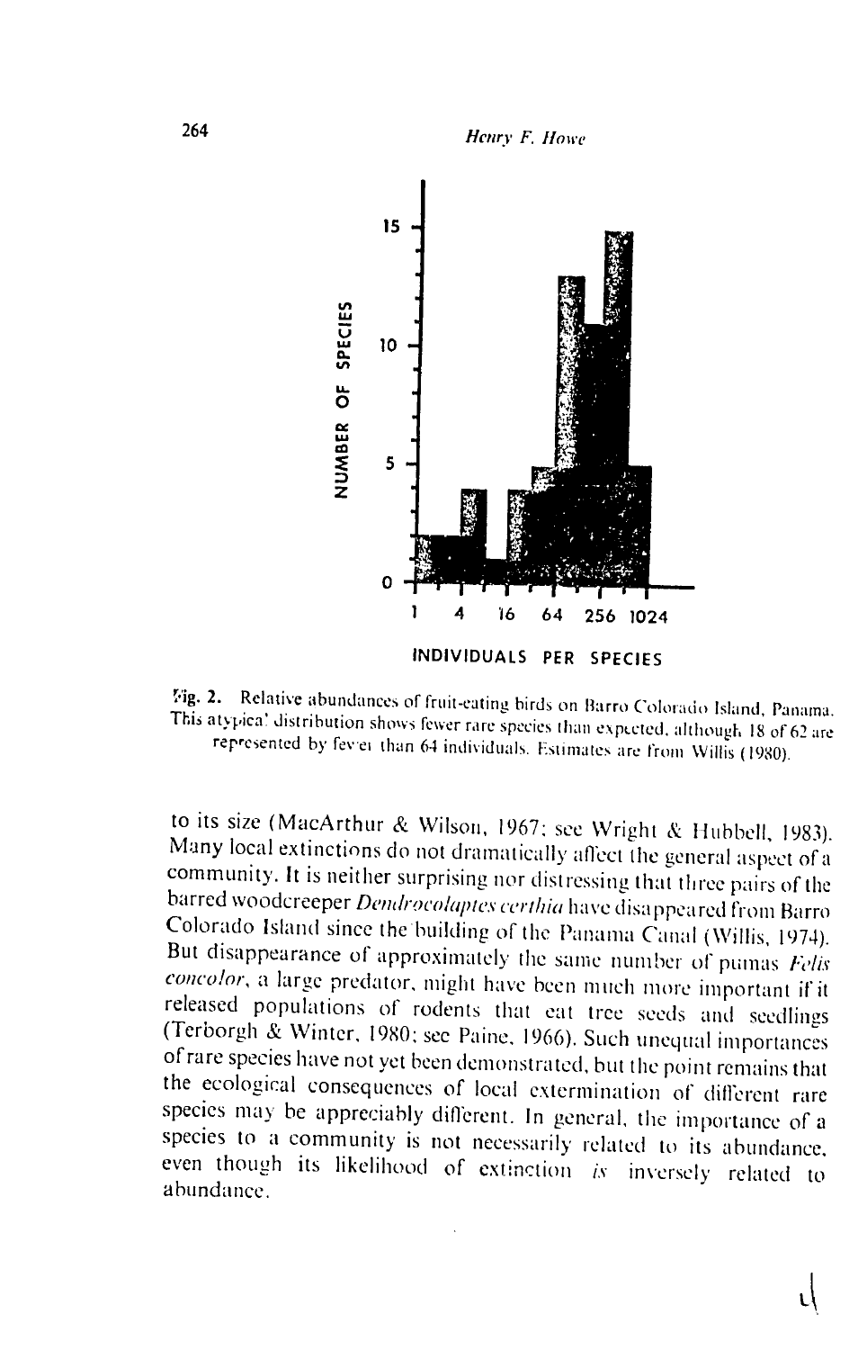Fig. 2. Relative abundances of fruit-eating birds on Barro Colorado Island, Panama. This atypical distribution shows fewer rare species than expected, although 18 of 62 are represented by fewer than 64 individuals. Estimates are from Willis (1980).

to its size (MacArthur & Wilson, 1967; see Wright & Hubbell, 1983). Many local extinctions do not dramatically affect the general aspect of a community. It is neither surprising nor distressing that three pairs of the barred woodcreeper *Dendrocolaptes certhia* have disappeared from Barro Colorado Island since the building of the Panama Canal (Willis, 1974). But disappearance of approximately the same number of pumas *Felis concolor*, a large predator, might have been much more important if it released populations of rodents that eat tree seeds and seedlings (Terborgh & Winter, 1980; see Paine, 1966). Such unequal importances of rare species have not yet been demonstrated, but the point remains that the ecological consequences of local extermination of different rare species may be appreciably different. In general, the importance of a species to a community is not necessarily related to its abundance, even though its likelihood of extinction *is* inversely related to abundance.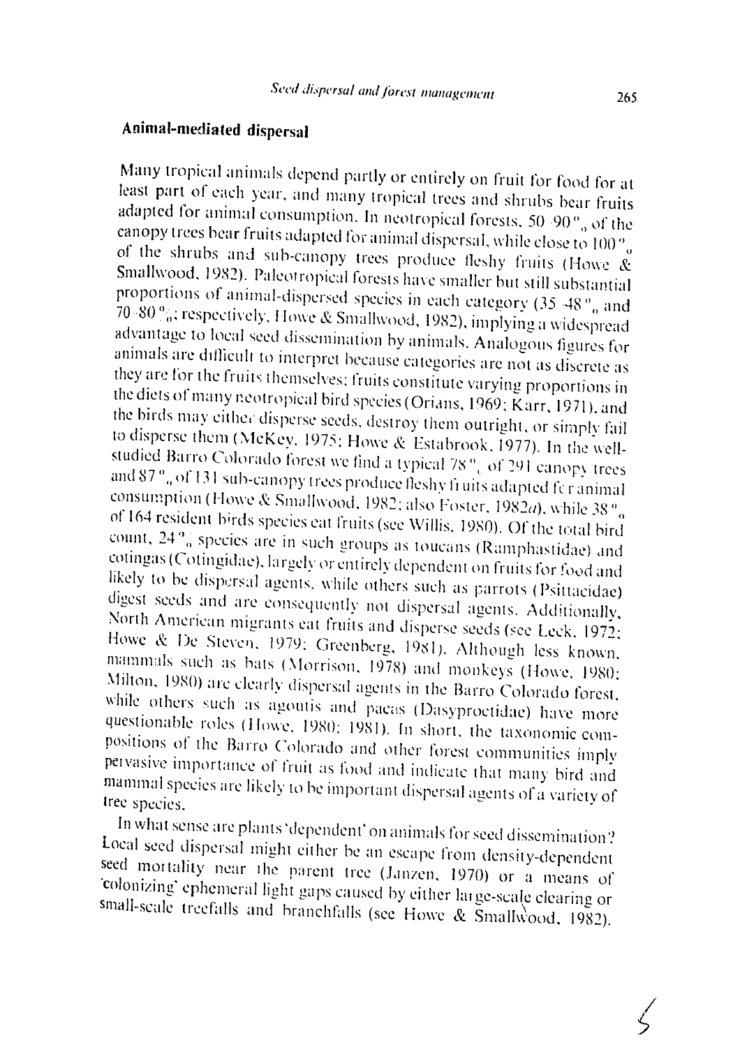## Animal-mediated dispersal

Many tropical animals depend partly or entirely on fruit for food for at least part of each year, and many tropical trees and shrubs bear fruits adapted for animal consumption. In neotropical forests, 50–90% of the canopy trees bear fruits adapted for animal dispersal, while close to 100% of the shrubs and sub-canopy trees produce fleshy fruits (Howe & Smallwood, 1982). Paleotropical forests have smaller but still substantial proportions of animal-dispersed species in each category (35–48% and 70–80%; respectively, Howe & Smallwood, 1982), implying a widespread advantage to local seed dissemination by animals. Analogous figures for animals are difficult to interpret because categories are not as discrete as they are for the fruits themselves; fruits constitute varying proportions in the diets of many neotropical bird species (Orians, 1969; Karr, 1971), and the birds may either disperse seeds, destroy them outright, or simply fail to disperse them (McKey, 1975; Howe & Estabrook, 1977). In the well-studied Barro Colorado forest we find a typical 78% of 291 canopy trees and 87% of 131 sub-canopy trees produce fleshy fruits adapted for animal consumption (Howe & Smallwood, 1982; also Foster, 1982*a*), while 38% of 164 resident birds species eat fruits (see Willis, 1980). Of the total bird count, 24% species are in such groups as toucans (Ramphastidae) and cotingas (Cotingidae), largely or entirely dependent on fruits for food and likely to be dispersal agents, while others such as parrots (Psittacidae) digest seeds and are consequently not dispersal agents. Additionally, North American migrants eat fruits and disperse seeds (see Leck, 1972; Howe & De Steven, 1979; Greenberg, 1981). Although less known, mammals such as bats (Morrison, 1978) and monkeys (Howe, 1980; Milton, 1980) are clearly dispersal agents in the Barro Colorado forest, while others such as agoutis and pacas (Dasyproctidae) have more questionable roles (Howe, 1980; 1981). In short, the taxonomic compositions of the Barro Colorado and other forest communities imply pervasive importance of fruit as food and indicate that many bird and mammal species are likely to be important dispersal agents of a variety of tree species.

In what sense are plants 'dependent' on animals for seed dissemination? Local seed dispersal might either be an escape from density-dependent seed mortality near the parent tree (Janzen, 1970) or a means of 'colonizing' ephemeral light gaps caused by either large-scale clearing or small-scale treefalls and branchfalls (see Howe & Smallwood, 1982).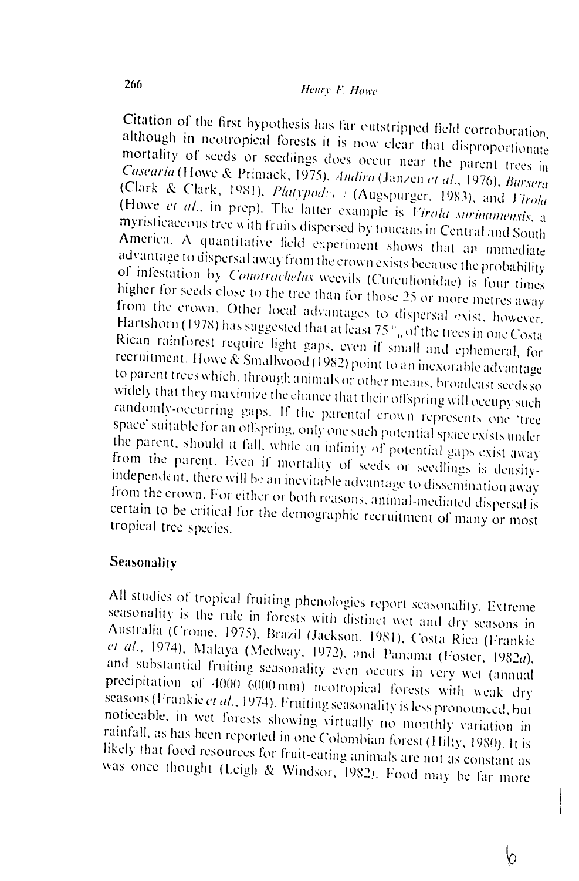Citation of the first hypothesis has far outstripped field corroboration, although in neotropical forests it is now clear that disproportionate mortality of seeds or seedlings does occur near the parent trees in *Casearia* (Howe & Primack, 1975), *Andira* (Janzen *et al.*, 1976), *Bursera* (Clark & Clark, 1981), *Platypodium* (Augspurger, 1983), and *Virola* (Howe *et al.*, in prep). The latter example is *Virola surinamensis*, a myristicaceous tree with fruits dispersed by toucans in Central and South America. A quantitative field experiment shows that an immediate advantage to dispersal away from the crown exists because the probability of infestation by *Conotrachelus* weevils (Curculionidae) is four times higher for seeds close to the tree than for those 25 or more metres away from the crown. Other local advantages to dispersal exist, however. Hartshorn (1978) has suggested that at least 75% of the trees in one Costa Rican rainforest require light gaps, even if small and ephemeral, for recruitment. Howe & Smallwood (1982) point to an inexorable advantage to parent trees which, through animals or other means, broadcast seeds so widely that they maximize the chance that their offspring will occupy such randomly-occurring gaps. If the parental crown represents one 'tree space' suitable for an offspring, only one such potential space exists under the parent, should it fall, while an infinity of potential gaps exist away from the parent. Even if mortality of seeds or seedlings is density-independent, there will be an inevitable advantage to dissemination away from the crown. For either or both reasons, animal-mediated dispersal is certain to be critical for the demographic recruitment of many or most tropical tree species.

## Seasonality

All studies of tropical fruiting phenologies report seasonality. Extreme seasonality is the rule in forests with distinct wet and dry seasons in Australia (Crome, 1975), Brazil (Jackson, 1981), Costa Rica (Frankie *et al.*, 1974), Malaya (Medway, 1972), and Panama (Foster, 1982*a*), and substantial fruiting seasonality even occurs in very wet (annual precipitation of 4000–6000 mm) neotropical forests with weak dry seasons (Frankie *et al.*, 1974). Fruiting seasonality is less pronounced, but noticeable, in wet forests showing virtually no monthly variation in rainfall, as has been reported in one Colombian forest (Hilty, 1980). It is likely that food resources for fruit-eating animals are not as constant as was once thought (Leigh & Windsor, 1982). Food may be far more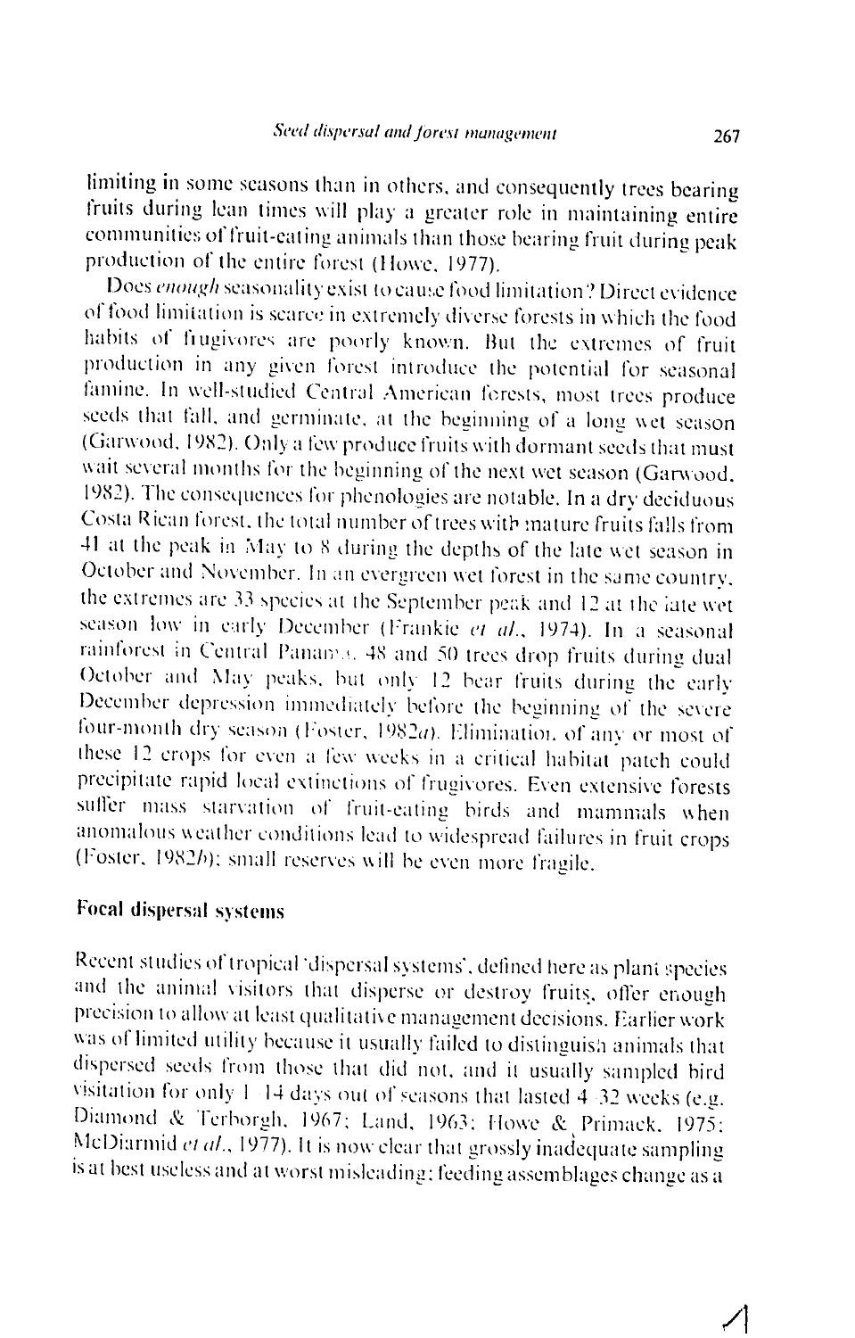limiting in some seasons than in others, and consequently trees bearing fruits during lean times will play a greater role in maintaining entire communities of fruit-eating animals than those bearing fruit during peak production of the entire forest (Howe, 1977).

Does *enough* seasonality exist to cause food limitation? Direct evidence of food limitation is scarce in extremely diverse forests in which the food habits of frugivores are poorly known. But the extremes of fruit production in any given forest introduce the potential for seasonal famine. In well-studied Central American forests, most trees produce seeds that fall, and germinate, at the beginning of a long wet season (Garwood, 1982). Only a few produce fruits with dormant seeds that must wait several months for the beginning of the next wet season (Garwood, 1982). The consequences for phenologies are notable. In a dry deciduous Costa Rican forest, the total number of trees with mature fruits falls from 41 at the peak in May to 8 during the depths of the late wet season in October and November. In an evergreen wet forest in the same country, the extremes are 33 species at the September peak and 12 at the late wet season low in early December (Frankie *et al.*, 1974). In a seasonal rainforest in Central Panama, 48 and 50 trees drop fruits during dual October and May peaks, but only 12 bear fruits during the early December depression immediately before the beginning of the severe four-month dry season (Foster, 1982*a*). Elimination of any or most of these 12 crops for even a few weeks in a critical habitat patch could precipitate rapid local extinctions of frugivores. Even extensive forests suffer mass starvation of fruit-eating birds and mammals when anomalous weather conditions lead to widespread failures in fruit crops (Foster, 1982*b*); small reserves will be even more fragile.

## Focal dispersal systems

Recent studies of tropical 'dispersal systems', defined here as plant species and the animal visitors that disperse or destroy fruits, offer enough precision to allow at least qualitative management decisions. Earlier work was of limited utility because it usually failed to distinguish animals that dispersed seeds from those that did not, and it usually sampled bird visitation for only 1–14 days out of seasons that lasted 4–32 weeks (e.g. Diamond & Terborgh, 1967; Land, 1963; Howe & Primack, 1975; McDiarmid *et al.*, 1977). It is now clear that grossly inadequate sampling is at best useless and at worst misleading; feeding assemblages change as a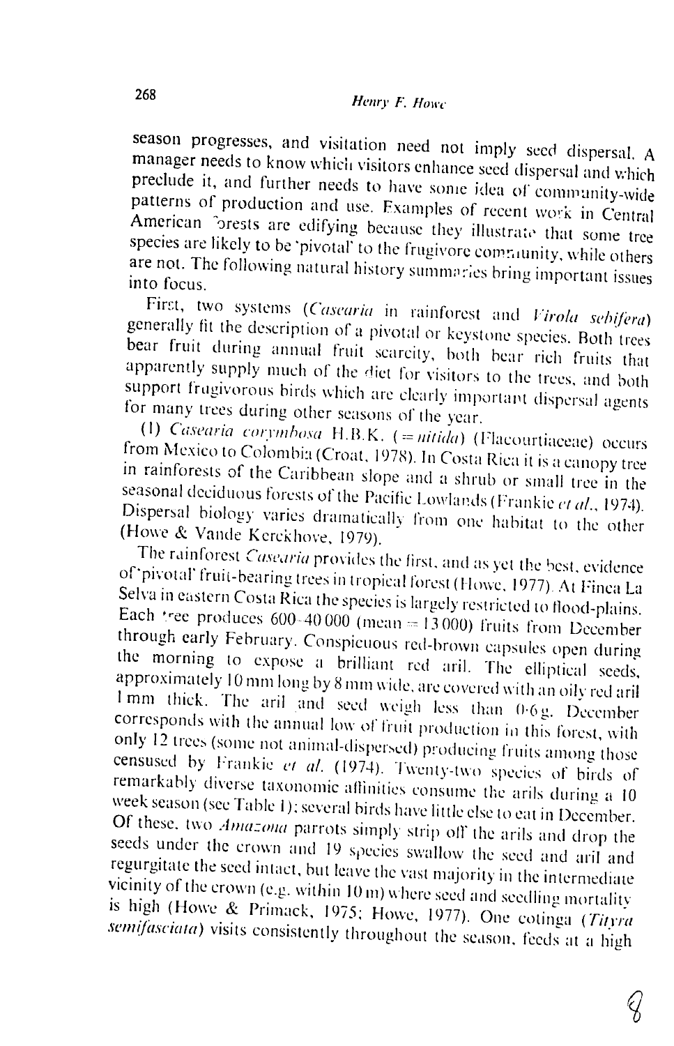season progresses, and visitation need not imply seed dispersal. A manager needs to know which visitors enhance seed dispersal and which preclude it, and further needs to have some idea of community-wide patterns of production and use. Examples of recent work in Central American forests are edifying because they illustrate that some tree species are likely to be 'pivotal' to the frugivore community, while others are not. The following natural history summaries bring important issues into focus.

First, two systems (*Casearia* in rainforest and *Virola sebifera*) generally fit the description of a pivotal or keystone species. Both trees bear fruit during annual fruit scarcity, both bear rich fruits that apparently supply much of the diet for visitors to the trees, and both support frugivorous birds which are clearly important dispersal agents for many trees during other seasons of the year.

(1) *Casearia corymbosa* H.B.K. (= *nitida*) (Flacourtiaceae) occurs from Mexico to Colombia (Croat, 1978). In Costa Rica it is a canopy tree in rainforests of the Caribbean slope and a shrub or small tree in the seasonal deciduous forests of the Pacific Lowlands (Frankie *et al.*, 1974). Dispersal biology varies dramatically from one habitat to the other (Howe & Vande Kerckhove, 1979).

The rainforest *Casearia* provides the first, and as yet the best, evidence of 'pivotal' fruit-bearing trees in tropical forest (Howe, 1977). At Finca La Selva in eastern Costa Rica the species is largely restricted to flood-plains. Each tree produces 600–40 000 (mean = 13 000) fruits from December through early February. Conspicuous red-brown capsules open during the morning to expose a brilliant red aril. The elliptical seeds, approximately 10 mm long by 8 mm wide, are covered with an oily red aril 1 mm thick. The aril and seed weigh less than 0·6 g. December corresponds with the annual low of fruit production in this forest, with only 12 trees (some not animal-dispersed) producing fruits among those censused by Frankie *et al.* (1974). Twenty-two species of birds of remarkably diverse taxonomic affinities consume the arils during a 10 week season (see Table 1); several birds have little else to eat in December. Of these, two *Amazona* parrots simply strip off the arils and drop the seeds under the crown and 19 species swallow the seed and aril and regurgitate the seed intact, but leave the vast majority in the intermediate vicinity of the crown (e.g. within 10 m) where seed and seedling mortality is high (Howe & Primack, 1975; Howe, 1977). One cotinga (*Tityra semifasciata*) visits consistently throughout the season, feeds at a high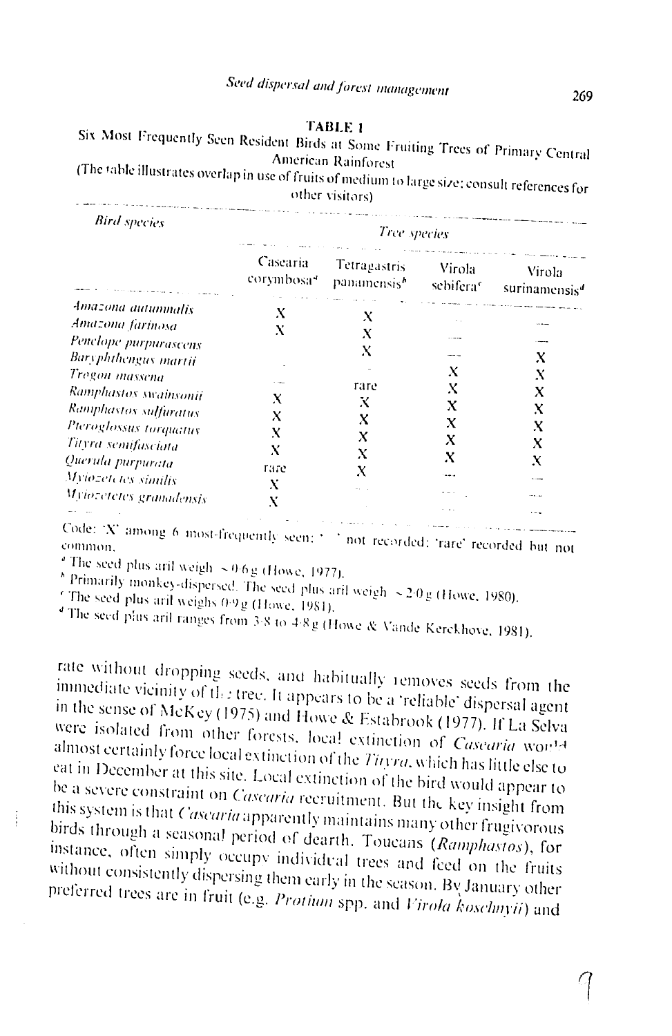**TABLE 1**

Six Most Frequently Seen Resident Birds at Some Fruiting Trees of Primary Central American Rainforest

(The table illustrates overlap in use of fruits of medium to large size; consult references for other visitors)

| *Bird species* | *Tree species* | | | |
|---|---|---|---|---|
| | Casearia corymbosa[a] | Tetragastris panamensis[b] | Virola sebifera[c] | Virola surinamensis[d] |
| *Amazona autumnalis* | X | X | — | — |
| *Amazona farinosa* | X | X | — | — |
| *Penelope purpurascens* | — | X | — | — |
| *Baryphthengus martii* | — | — | — | X |
| *Trogon massena* | — | — | X | X |
| *Ramphastos swainsonii* | X | rare | X | X |
| *Ramphastos sulfuratus* | X | X | X | X |
| *Pteroglossus torquatus* | X | X | X | X |
| *Tityra semifasciata* | X | X | X | X |
| *Querula purpurata* | rare | X | X | X |
| *Myiozetetes similis* | X | — | — | — |
| *Myiozetetes granadensis* | X | — | — | — |

Code: 'X' among 6 most-frequently seen; '—' not recorded; 'rare' recorded but not common.

[a] The seed plus aril weigh ~0·6 g (Howe, 1977).
[b] Primarily monkey-dispersed. The seed plus aril weigh ~2·0 g (Howe, 1980).
[c] The seed plus aril weighs 0·9 g (Howe, 1981).
[d] The seed plus aril ranges from 3·8 to 4·8 g (Howe & Vande Kerckhove, 1981).

rate without dropping seeds, and habitually removes seeds from the immediate vicinity of the tree. It appears to be a 'reliable' dispersal agent in the sense of McKey (1975) and Howe & Estabrook (1977). If La Selva were isolated from other forests, local extinction of *Casearia* would almost certainly force local extinction of the *Tityra*, which has little else to eat in December at this site. Local extinction of the bird would appear to be a severe constraint on *Casearia* recruitment. But the key insight from this system is that *Casearia* apparently maintains many other frugivorous birds through a seasonal period of dearth. Toucans (*Ramphastos*), for instance, often simply occupy individual trees and feed on the fruits without consistently dispersing them early in the season. By January other preferred trees are in fruit (e.g. *Protium* spp. and *Virola koschnyii*) and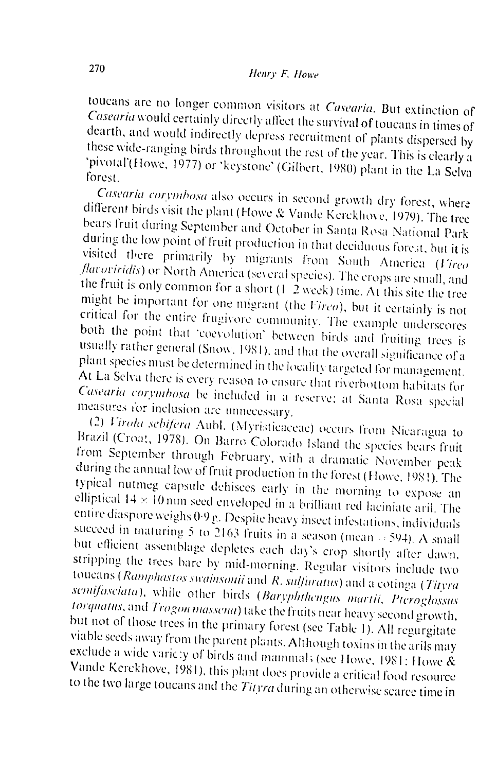toucans are no longer common visitors at *Casearia*. But extinction of *Casearia* would certainly directly affect the survival of toucans in times of dearth, and would indirectly depress recruitment of plants dispersed by these wide-ranging birds throughout the rest of the year. This is clearly a 'pivotal'(Howe, 1977) or 'keystone' (Gilbert, 1980) plant in the La Selva forest.

*Casearia corymbosa* also occurs in second growth dry forest, where different birds visit the plant (Howe & Vande Kerckhove, 1979). The tree bears fruit during September and October in Santa Rosa National Park during the low point of fruit production in that deciduous forest, but it is visited there primarily by migrants from South America (*Vireo flavoviridis*) or North America (several species). The crops are small, and the fruit is only common for a short (1–2 week) time. At this site the tree might be important for one migrant (the *Vireo*), but it certainly is not critical for the entire frugivore community. The example underscores both the point that 'coevolution' between birds and fruiting trees is usually rather general (Snow, 1981), and that the overall significance of a plant species must be determined in the locality targeted for management. At La Selva there is every reason to ensure that riverbottom habitats for *Casearia corymbosa* be included in a reserve; at Santa Rosa special measures for inclusion are unnecessary.

(2) *Virola sebifera* Aubl. (Myristicaceae) occurs from Nicaragua to Brazil (Croat, 1978). On Barro Colorado Island the species bears fruit from September through February, with a dramatic November peak during the annual low of fruit production in the forest (Howe, 1981). The typical nutmeg capsule dehisces early in the morning to expose an elliptical 14 × 10 mm seed enveloped in a brilliant red laciniate aril. The entire diaspore weighs 0·9 g. Despite heavy insect infestations, individuals succeed in maturing 5 to 2163 fruits in a season (mean = 594). A small but efficient assemblage depletes each day's crop shortly after dawn, stripping the trees bare by mid-morning. Regular visitors include two toucans (*Ramphastos swainsonii* and *R. sulfuratus*) and a cotinga (*Tityra semifasciata*), while other birds (*Baryphthengus martii*, *Pteroglossus torquatus*, and *Trogon massena*) take the fruits near heavy second growth, but not of those trees in the primary forest (see Table 1). All regurgitate viable seeds away from the parent plants. Although toxins in the arils may exclude a wide variety of birds and mammals (see Howe, 1981; Howe & Vande Kerckhove, 1981), this plant does provide a critical food resource to the two large toucans and the *Tityra* during an otherwise scarce time in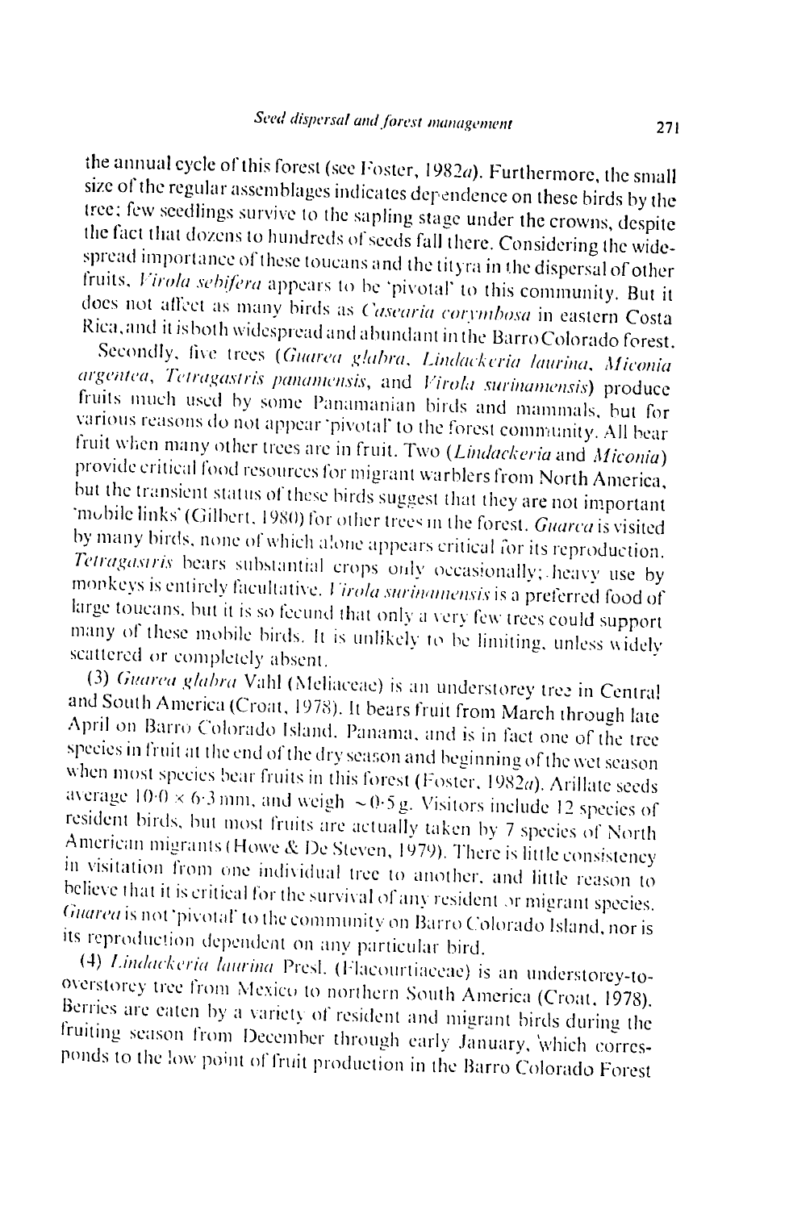the annual cycle of this forest (see Foster, 1982*a*). Furthermore, the small size of the regular assemblages indicates dependence on these birds by the tree; few seedlings survive to the sapling stage under the crowns, despite the fact that dozens to hundreds of seeds fall there. Considering the widespread importance of these toucans and the tityra in the dispersal of other fruits, *Virola sebifera* appears to be 'pivotal' to this community. But it does not affect as many birds as *Casearia corymbosa* in eastern Costa Rica, and it is both widespread and abundant in the Barro Colorado forest.

Secondly, five trees (*Guarea glabra*, *Lindackeria laurina*, *Miconia argentea*, *Tetragastris panamensis*, and *Virola surinamensis*) produce fruits much used by some Panamanian birds and mammals, but for various reasons do not appear 'pivotal' to the forest community. All bear fruit when many other trees are in fruit. Two (*Lindackeria* and *Miconia*) provide critical food resources for migrant warblers from North America, but the transient status of these birds suggest that they are not important 'mobile links' (Gilbert, 1980) for other trees in the forest. *Guarea* is visited by many birds, none of which alone appears critical for its reproduction. *Tetragastris* bears substantial crops only occasionally; heavy use by monkeys is entirely facultative. *Virola surinamensis* is a preferred food of large toucans, but it is so fecund that only a very few trees could support many of these mobile birds. It is unlikely to be limiting, unless widely scattered or completely absent.

(3) *Guarea glabra* Vahl (Meliaceae) is an understorey tree in Central and South America (Croat, 1978). It bears fruit from March through late April on Barro Colorado Island, Panama, and is in fact one of the tree species in fruit at the end of the dry season and beginning of the wet season when most species bear fruits in this forest (Foster, 1982*a*). Arillate seeds average 10·0 × 6·3 mm, and weigh ~0·5 g. Visitors include 12 species of resident birds, but most fruits are actually taken by 7 species of North American migrants (Howe & De Steven, 1979). There is little consistency in visitation from one individual tree to another, and little reason to believe that it is critical for the survival of any resident or migrant species. *Guarea* is not 'pivotal' to the community on Barro Colorado Island, nor is its reproduction dependent on any particular bird.

(4) *Lindackeria laurina* Presl. (Flacourtiaceae) is an understorey-to-overstorey tree from Mexico to northern South America (Croat, 1978). Berries are eaten by a variety of resident and migrant birds during the fruiting season from December through early January, which corresponds to the low point of fruit production in the Barro Colorado Forest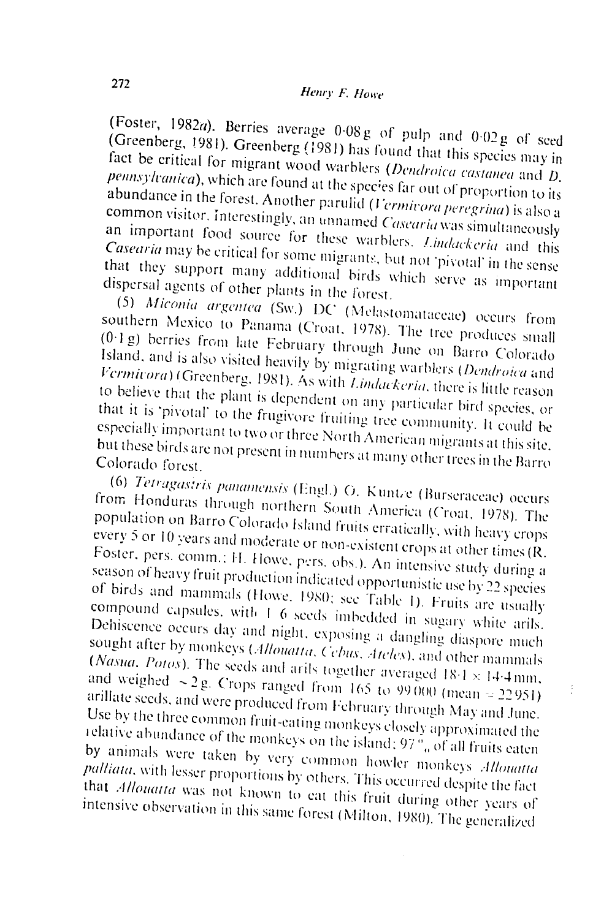(Foster, 1982*a*). Berries average 0·08 g of pulp and 0·02 g of seed (Greenberg, 1981). Greenberg (1981) has found that this species may in fact be critical for migrant wood warblers (*Dendroica castanea* and *D. pensylvanica*), which are found at the species far out of proportion to its abundance in the forest. Another parulid (*Vermivora peregrina*) is also a common visitor. Interestingly, an unnamed *Casearia* was simultaneously an important food source for these warblers. *Lindackeria* and this *Casearia* may be critical for some migrants, but not 'pivotal' in the sense that they support many additional birds which serve as important dispersal agents of other plants in the forest.

(5) *Miconia argentea* (Sw.) DC (Melastomataceae) occurs from southern Mexico to Panama (Croat, 1978). The tree produces small (0·1 g) berries from late February through June on Barro Colorado Island, and is also visited heavily by migrating warblers (*Dendroica* and *Vermivora*) (Greenberg, 1981). As with *Lindackeria*, there is little reason to believe that the plant is dependent on any particular bird species, or that it is 'pivotal' to the frugivore fruiting tree community. It could be especially important to two or three North American migrants at this site, but these birds are not present in numbers at many other trees in the Barro Colorado forest.

(6) *Tetragastris panamensis* (Engl.) O. Kuntze (Burseraceae) occurs from Honduras through northern South America (Croat, 1978). The population on Barro Colorado Island fruits erratically, with heavy crops every 5 or 10 years and moderate or non-existent crops at other times (R. Foster, pers. comm.; H. Howe, pers. obs.). An intensive study during a season of heavy fruit production indicated opportunistic use by 22 species of birds and mammals (Howe, 1980; see Table 1). Fruits are usually compound capsules, with 1–6 seeds imbedded in sugary white arils. Dehiscence occurs day and night, exposing a dangling diaspore much sought after by monkeys (*Allouatta*, *Cebus*, *Ateles*), and other mammals (*Nasua*, *Potos*). The seeds and arils together averaged 18·1 × 14·4 mm, and weighed ~2 g. Crops ranged from 165 to 99 000 (mean = 22 951) arillate seeds, and were produced from February through May and June. Use by the three common fruit-eating monkeys closely approximated the relative abundance of the monkeys on the island; 97 % of all fruits eaten by animals were taken by very common howler monkeys *Allouatta palliata*, with lesser proportions by others. This occurred despite the fact that *Allouatta* was not known to eat this fruit during other years of intensive observation in this same forest (Milton, 1980). The generalized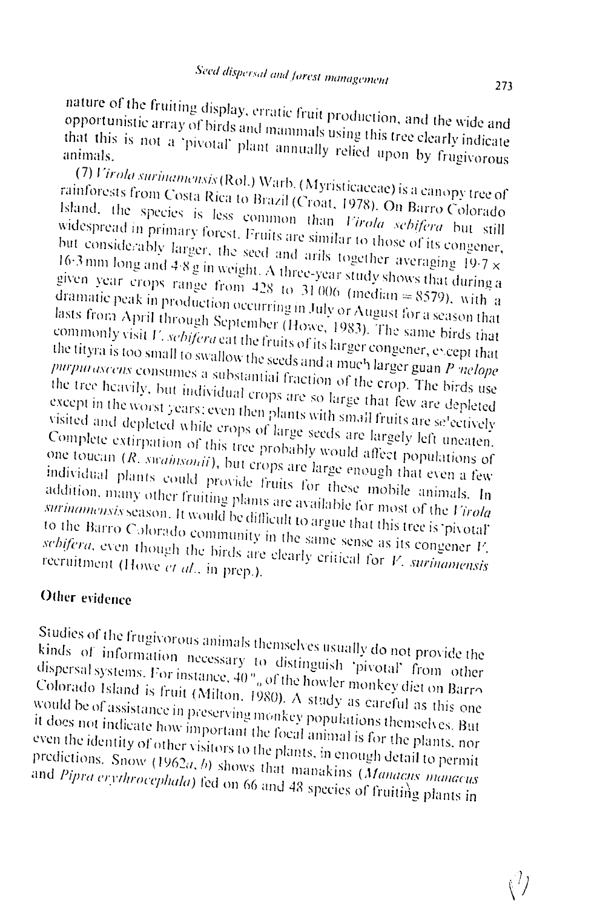nature of the fruiting display, erratic fruit production, and the wide and opportunistic array of birds and mammals using this tree clearly indicate that this is not a 'pivotal' plant annually relied upon by frugivorous animals.

(7) *Virola surinamensis* (Rol.) Warb. (Myristicaceae) is a canopy tree of rainforests from Costa Rica to Brazil (Croat, 1978). On Barro Colorado Island, the species is less common than *Virola sebifera* but still widespread in primary forest. Fruits are similar to those of its congener, but considerably larger, the seed and arils together averaging 19·7 × 16·3 mm long and 4·8 g in weight. A three-year study shows that during a given year crops range from 428 to 31 006 (median = 8579), with a dramatic peak in production occurring in July or August for a season that lasts from April through September (Howe, 1983). The same birds that commonly visit *V. sebifera* eat the fruits of its larger congener, except that the tityra is too small to swallow the seeds and a much larger guan *Penelope purpurascens* consumes a substantial fraction of the crop. The birds use the tree heavily, but individual crops are so large that few are depleted except in the worst years; even then plants with small fruits are selectively visited and depleted while crops of large seeds are largely left uneaten. Complete extirpation of this tree probably would affect populations of one toucan (*R. swainsonii*), but crops are large enough that even a few individual plants could provide fruits for these mobile animals. In addition, many other fruiting plants are available for most of the *Virola surinamensis* season. It would be difficult to argue that this tree is 'pivotal' to the Barro Colorado community in the same sense as its congener *V. sebifera*, even though the birds are clearly critical for *V. surinamensis* recruitment (Howe *et al.*, in prep.).

## Other evidence

Studies of the frugivorous animals themselves usually do not provide the kinds of information necessary to distinguish 'pivotal' from other dispersal systems. For instance, 40 % of the howler monkey diet on Barro Colorado Island is fruit (Milton, 1980). A study as careful as this one would be of assistance in preserving monkey populations themselves. But it does not indicate how important the focal animal is for the plants, nor even the identity of other visitors to the plants, in enough detail to permit predictions. Snow (1962*a*, *b*) shows that manakins (*Manacus manacus* and *Pipra erythrocephala*) fed on 66 and 48 species of fruiting plants in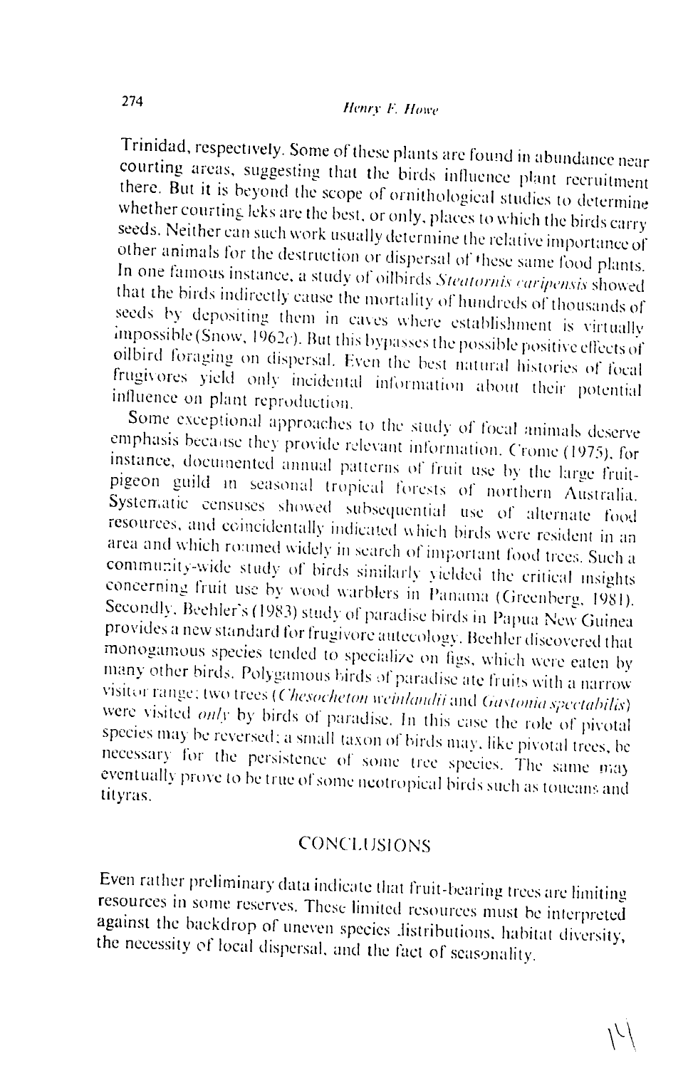Trinidad, respectively. Some of these plants are found in abundance near courting areas, suggesting that the birds influence plant recruitment there. But it is beyond the scope of ornithological studies to determine whether courting leks are the best, or only, places to which the birds carry seeds. Neither can such work usually determine the relative importance of other animals for the destruction or dispersal of these same food plants. In one famous instance, a study of oilbirds *Steatornis caripensis* showed that the birds indirectly cause the mortality of hundreds of thousands of seeds by depositing them in caves where establishment is virtually impossible (Snow, 1962*c*). But this bypasses the possible positive effects of oilbird foraging on dispersal. Even the best natural histories of focal frugivores yield only incidental information about their potential influence on plant reproduction.

Some exceptional approaches to the study of focal animals deserve emphasis because they provide relevant information. Crome (1975), for instance, documented annual patterns of fruit use by the large fruit-pigeon guild in seasonal tropical forests of northern Australia. Systematic censuses showed subsequential use of alternate food resources, and coincidentally indicated which birds were resident in an area and which roamed widely in search of important food trees. Such a community-wide study of birds similarly yielded the critical insights concerning fruit use by wood warblers in Panama (Greenberg, 1981). Secondly, Beehler's (1983) study of paradise birds in Papua New Guinea provides a new standard for frugivore autecology. Beehler discovered that monogamous species tended to specialize on figs, which were eaten by many other birds. Polygamous birds of paradise ate fruits with a narrow visitor range; two trees (*Chesocheton weinlandii* and *Gastonia spectabilis*) were visited *only* by birds of paradise. In this case the role of pivotal species may be reversed; a small taxon of birds may, like pivotal trees, be necessary for the persistence of some tree species. The same may eventually prove to be true of some neotropical birds such as toucans and tityras.

## CONCLUSIONS

Even rather preliminary data indicate that fruit-bearing trees are limiting resources in some reserves. These limited resources must be interpreted against the backdrop of uneven species distributions, habitat diversity, the necessity of local dispersal, and the fact of seasonality.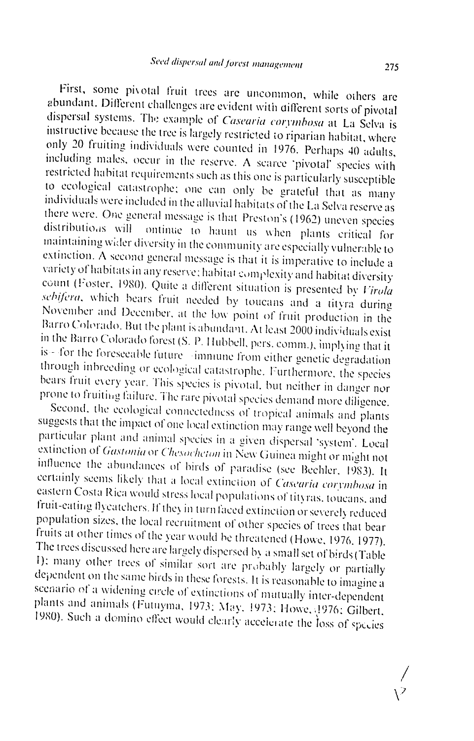First, some pivotal fruit trees are uncommon, while others are abundant. Different challenges are evident with different sorts of pivotal dispersal systems. The example of *Casearia corymbosa* at La Selva is instructive because the tree is largely restricted to riparian habitat, where only 20 fruiting individuals were counted in 1976. Perhaps 40 adults, including males, occur in the reserve. A scarce 'pivotal' species with restricted habitat requirements such as this one is particularly susceptible to ecological catastrophe; one can only be grateful that as many individuals were included in the alluvial habitats of the La Selva reserve as there were. One general message is that Preston's (1962) uneven species distributions will continue to haunt us when plants critical for maintaining wider diversity in the community are especially vulnerable to extinction. A second general message is that it is imperative to include a variety of habitats in any reserve; habitat complexity and habitat diversity count (Foster, 1980). Quite a different situation is presented by *Virola sebifera*, which bears fruit needed by toucans and a tityra during November and December, at the low point of fruit production in the Barro Colorado. But the plant is abundant. At least 2000 individuals exist in the Barro Colorado forest (S. P. Hubbell, pers. comm.), implying that it is - for the foreseeable future - immune from either genetic degradation through inbreeding or ecological catastrophe. Furthermore, the species bears fruit every year. This species is pivotal, but neither in danger nor prone to fruiting failure. The rare pivotal species demand more diligence.

Second, the ecological connectedness of tropical animals and plants suggests that the impact of one local extinction may range well beyond the particular plant and animal species in a given dispersal 'system'. Local extinction of *Gastonia* or *Chisocheton* in New Guinea might or might not influence the abundances of birds of paradise (see Beehler, 1983). It certainly seems likely that a local extinction of *Casearia corymbosa* in eastern Costa Rica would stress local populations of tityras, toucans, and fruit-eating flycatchers. If they in turn faced extinction or severely reduced population sizes, the local recruitment of other species of trees that bear fruits at other times of the year would be threatened (Howe, 1976, 1977). The trees discussed here are largely dispersed by a small set of birds (Table 1); many other trees of similar sort are probably largely or partially dependent on the same birds in these forests. It is reasonable to imagine a scenario of a widening circle of extinctions of mutually inter-dependent plants and animals (Futuyma, 1973; May, 1973; Howe, 1976; Gilbert, 1980). Such a domino effect would clearly accelerate the loss of species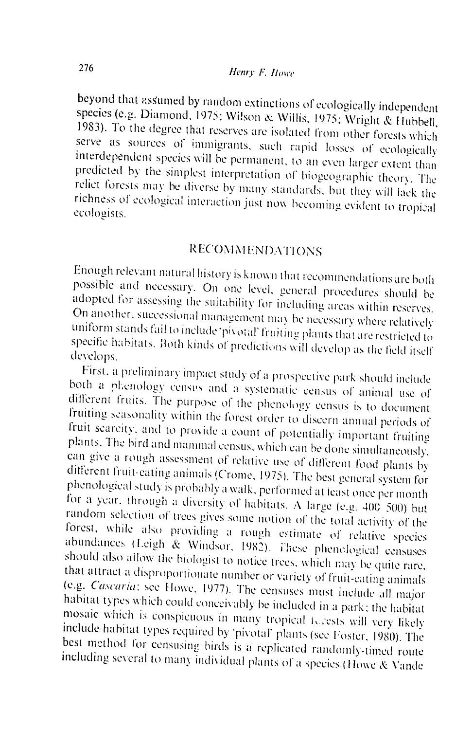beyond that assumed by random extinctions of ecologically independent species (e.g. Diamond, 1975; Wilson & Willis, 1975; Wright & Hubbell, 1983). To the degree that reserves are isolated from other forests which serve as sources of immigrants, such rapid losses of ecologically interdependent species will be permanent, to an even larger extent than predicted by the simplest interpretation of biogeographic theory. The relict forests may be diverse by many standards, but they will lack the richness of ecological interaction just now becoming evident to tropical ecologists.

## RECOMMENDATIONS

Enough relevant natural history is known that recommendations are both possible and necessary. On one level, general procedures should be adopted for assessing the suitability for including areas within reserves. On another, successional management may be necessary where relatively uniform stands fail to include 'pivotal' fruiting plants that are restricted to specific habitats. Both kinds of predictions will develop as the field itself develops.

First, a preliminary impact study of a prospective park should include both a phenology census and a systematic census of animal use of different fruits. The purpose of the phenology census is to document fruiting seasonality within the forest order to discern annual periods of fruit scarcity, and to provide a count of potentially important fruiting plants. The bird and mammal census, which can be done simultaneously, can give a rough assessment of relative use of different food plants by different fruit-eating animals (Crome, 1975). The best general system for phenological study is probably a walk, performed at least once per month for a year, through a diversity of habitats. A large (e.g. 400–500) but random selection of trees gives some notion of the total activity of the forest, while also providing a rough estimate of relative species abundances (Leigh & Windsor, 1982). These phenological censuses should also allow the biologist to notice trees, which may be quite rare, that attract a disproportionate number or variety of fruit-eating animals (e.g. *Casearia*; see Howe, 1977). The censuses must include all major habitat types which could conceivably be included in a park; the habitat mosaic which is conspicuous in many tropical forests will very likely include habitat types required by 'pivotal' plants (see Foster, 1980). The best method for censusing birds is a replicated randomly-timed route including several to many individual plants of a species (Howe & Vande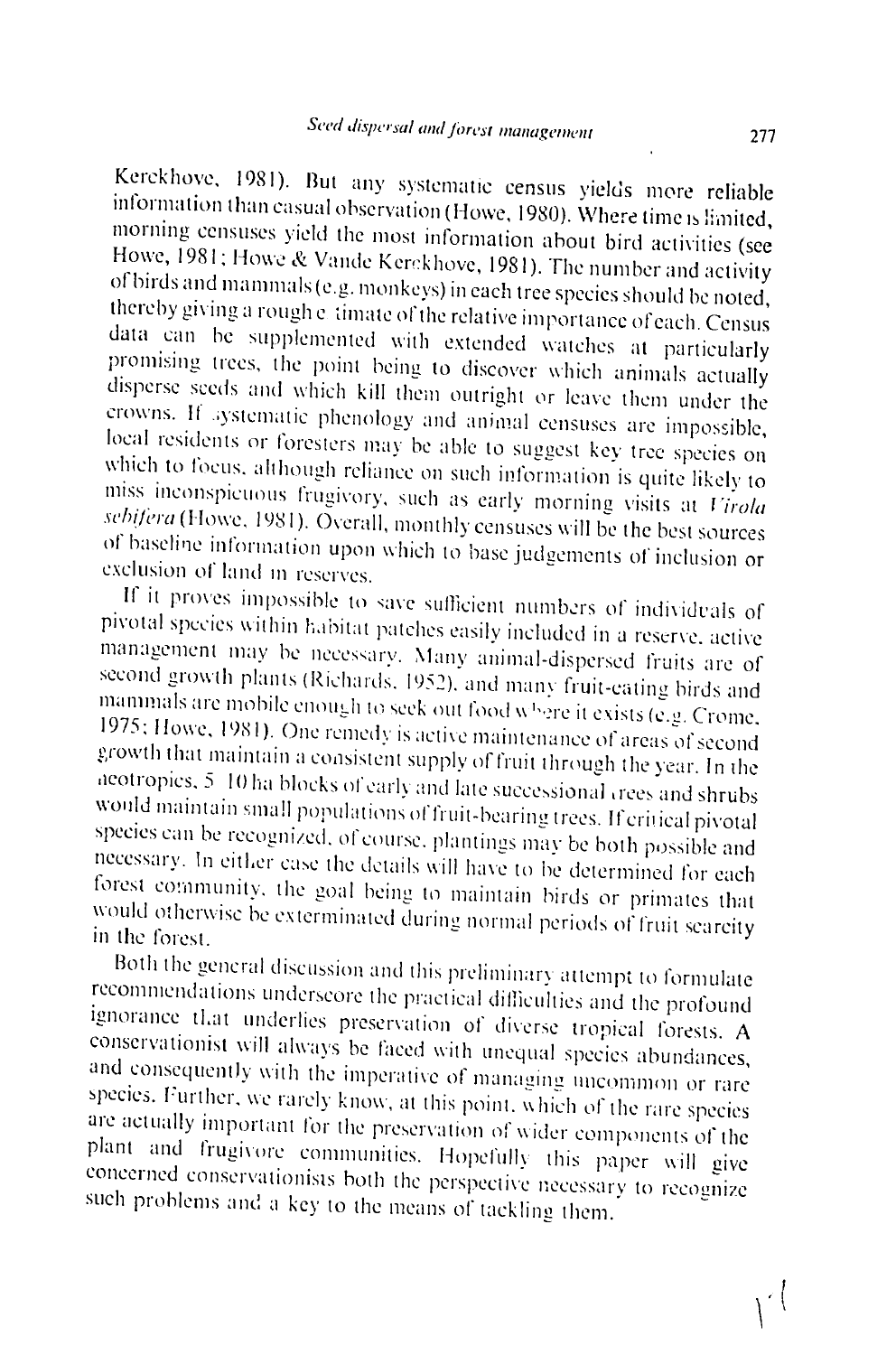Kerckhove, 1981). But any systematic census yields more reliable information than casual observation (Howe, 1980). Where time is limited, morning censuses yield the most information about bird activities (see Howe, 1981; Howe & Vande Kerckhove, 1981). The number and activity of birds and mammals (e.g. monkeys) in each tree species should be noted, thereby giving a rough estimate of the relative importance of each. Census data can be supplemented with extended watches at particularly promising trees, the point being to discover which animals actually disperse seeds and which kill them outright or leave them under the crowns. If systematic phenology and animal censuses are impossible, local residents or foresters may be able to suggest key tree species on which to focus, although reliance on such information is quite likely to miss inconspicuous frugivory, such as early morning visits at *Virola sebifera* (Howe, 1981). Overall, monthly censuses will be the best sources of baseline information upon which to base judgements of inclusion or exclusion of land in reserves.

If it proves impossible to save sufficient numbers of individuals of pivotal species within habitat patches easily included in a reserve, active management may be necessary. Many animal-dispersed fruits are of second growth plants (Richards, 1952), and many fruit-eating birds and mammals are mobile enough to seek out food where it exists (e.g. Crome, 1975; Howe, 1981). One remedy is active maintenance of areas of second growth that maintain a consistent supply of fruit through the year. In the neotropics, 5–10 ha blocks of early and late successional trees and shrubs would maintain small populations of fruit-bearing trees. If critical pivotal species can be recognized, of course, plantings may be both possible and necessary. In either case the details will have to be determined for each forest community, the goal being to maintain birds or primates that would otherwise be exterminated during normal periods of fruit scarcity in the forest.

Both the general discussion and this preliminary attempt to formulate recommendations underscore the practical difficulties and the profound ignorance that underlies preservation of diverse tropical forests. A conservationist will always be faced with unequal species abundances, and consequently with the imperative of managing uncommon or rare species. Further, we rarely know, at this point, which of the rare species are actually important for the preservation of wider components of the plant and frugivore communities. Hopefully this paper will give concerned conservationists both the perspective necessary to recognize such problems and a key to the means of tackling them.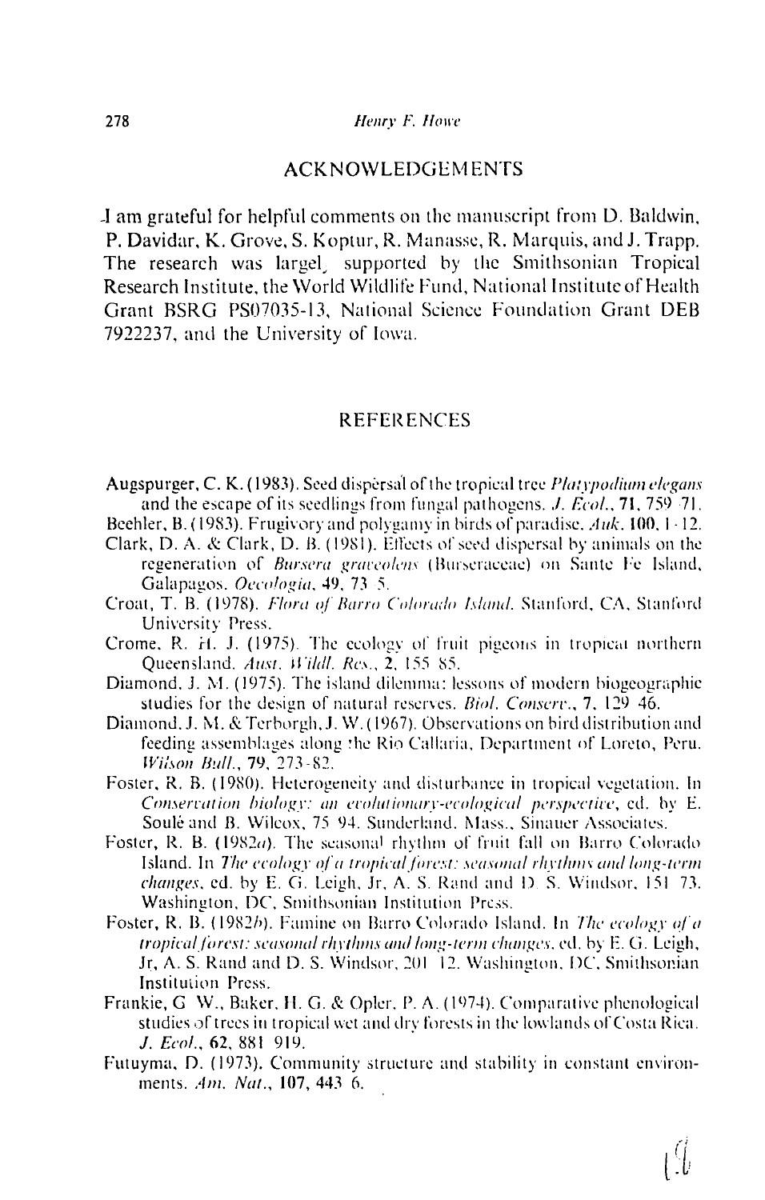## ACKNOWLEDGEMENTS

I am grateful for helpful comments on the manuscript from D. Baldwin, P. Davidar, K. Grove, S. Koptur, R. Manasse, R. Marquis, and J. Trapp. The research was largel, supported by the Smithsonian Tropical Research Institute, the World Wildlife Fund, National Institute of Health Grant BSRG PS07035-13, National Science Foundation Grant DEB 7922237, and the University of Iowa.

## REFERENCES

Augspurger, C. K. (1983). Seed dispersal of the tropical tree *Platypodium elegans* and the escape of its seedlings from fungal pathogens. *J. Ecol.*, **71**, 759–71.

Beehler, B. (1983). Frugivory and polygamy in birds of paradise. *Auk*, **100**, 1–12.

Clark, D. A. & Clark, D. B. (1981). Effects of seed dispersal by animals on the regeneration of *Bursera graveolens* (Burseraceae) on Sante Fe Island, Galapagos. *Oecologia*, **49**, 73–5.

Croat, T. B. (1978). *Flora of Barro Colorado Island*. Stanford, CA, Stanford University Press.

Crome, R. H. J. (1975). The ecology of fruit pigeons in tropical northern Queensland. *Aust. Wildl. Res.*, **2**, 155–85.

Diamond, J. M. (1975). The island dilemma: lessons of modern biogeographic studies for the design of natural reserves. *Biol. Conserv.*, **7**, 129–46.

Diamond, J. M. & Terborgh, J. W. (1967). Observations on bird distribution and feeding assemblages along the Rio Callaria, Department of Loreto, Peru. *Wilson Bull.*, **79**, 273–82.

Foster, R. B. (1980). Heterogeneity and disturbance in tropical vegetation. In *Conservation biology: an evolutionary-ecological perspective*, ed. by E. Soulé and B. Wilcox, 75–94. Sunderland, Mass., Sinauer Associates.

Foster, R. B. (1982*a*). The seasonal rhythm of fruit fall on Barro Colorado Island. In *The ecology of a tropical forest: seasonal rhythms and long-term changes*, ed. by E. G. Leigh, Jr, A. S. Rand and D. S. Windsor, 151–73. Washington, DC, Smithsonian Institution Press.

Foster, R. B. (1982*b*). Famine on Barro Colorado Island. In *The ecology of a tropical forest: seasonal rhythms and long-term changes*, ed. by E. G. Leigh, Jr, A. S. Rand and D. S. Windsor, 201–12. Washington, DC, Smithsonian Institution Press.

Frankie, G. W., Baker, H. G. & Opler, P. A. (1974). Comparative phenological studies of trees in tropical wet and dry forests in the lowlands of Costa Rica. *J. Ecol.*, **62**, 881–919.

Futuyma, D. (1973). Community structure and stability in constant environments. *Am. Nat.*, **107**, 443–6.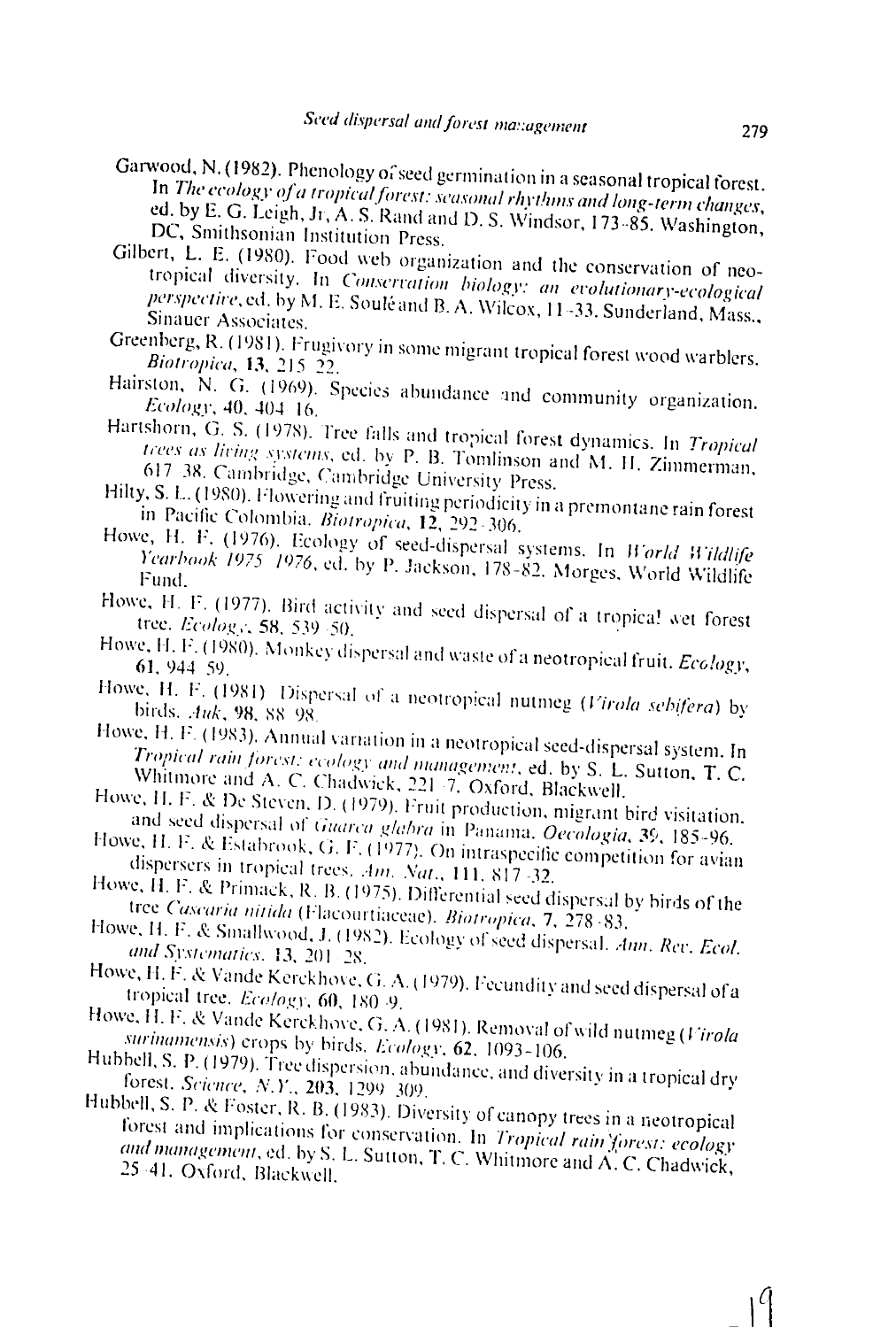Garwood, N. (1982). Phenology of seed germination in a seasonal tropical forest. In *The ecology of a tropical forest: seasonal rhythms and long-term changes*, ed. by E. G. Leigh, Jr, A. S. Rand and D. S. Windsor, 173–85. Washington, DC, Smithsonian Institution Press.

Gilbert, L. E. (1980). Food web organization and the conservation of neotropical diversity. In *Conservation biology: an evolutionary-ecological perspective*, ed. by M. E. Soulé and B. A. Wilcox, 11–33. Sunderland, Mass., Sinauer Associates.

Greenberg, R. (1981). Frugivory in some migrant tropical forest wood warblers. *Biotropica*, **13**, 215–22.

Hairston, N. G. (1969). Species abundance and community organization. *Ecology*, **40**, 404–16.

Hartshorn, G. S. (1978). Tree falls and tropical forest dynamics. In *Tropical trees as living systems*, ed. by P. B. Tomlinson and M. H. Zimmerman, 617–38. Cambridge, Cambridge University Press.

Hilty, S. L. (1980). Flowering and fruiting periodicity in a premontane rain forest in Pacific Colombia. *Biotropica*, **12**, 292–306.

Howe, H. F. (1976). Ecology of seed-dispersal systems. In *World Wildlife Yearbook 1975–1976*, ed. by P. Jackson, 178–82. Morges, World Wildlife Fund.

Howe, H. F. (1977). Bird activity and seed dispersal of a tropical wet forest tree. *Ecology*, **58**, 539–50.

Howe, H. F. (1980). Monkey dispersal and waste of a neotropical fruit. *Ecology*, **61**, 944–59.

Howe, H. F. (1981). Dispersal of a neotropical nutmeg (*Virola sebifera*) by birds. *Auk*, **98**, 88–98.

Howe, H. F. (1983). Annual variation in a neotropical seed-dispersal system. In *Tropical rain forest: ecology and management*, ed. by S. L. Sutton, T. C. Whitmore and A. C. Chadwick, 221–7. Oxford, Blackwell.

Howe, H. F. & De Steven, D. (1979). Fruit production, migrant bird visitation, and seed dispersal of *Guarea glabra* in Panama. *Oecologia*, **39**, 185–96.

Howe, H. F. & Estabrook, G. F. (1977). On intraspecific competition for avian dispersers in tropical trees. *Am. Nat.*, **111**, 817–32.

Howe, H. F. & Primack, R. B. (1975). Differential seed dispersal by birds of the tree *Casearia nitida* (Flacourtiaceae). *Biotropica*, **7**, 278–83.

Howe, H. F. & Smallwood, J. (1982). Ecology of seed dispersal. *Ann. Rev. Ecol. and Systematics*, **13**, 201–28.

Howe, H. F. & Vande Kerckhove, G. A. (1979). Fecundity and seed dispersal of a tropical tree. *Ecology*, **60**, 180–9.

Howe, H. F. & Vande Kerckhove, G. A. (1981). Removal of wild nutmeg (*Virola surinamensis*) crops by birds. *Ecology*, **62**, 1093–106.

Hubbell, S. P. (1979). Tree dispersion, abundance, and diversity in a tropical dry forest. *Science, N.Y.*, **203**, 1299–309.

Hubbell, S. P. & Foster, R. B. (1983). Diversity of canopy trees in a neotropical forest and implications for conservation. In *Tropical rain forest: ecology and management*, ed. by S. L. Sutton, T. C. Whitmore and A. C. Chadwick, 25–41. Oxford, Blackwell.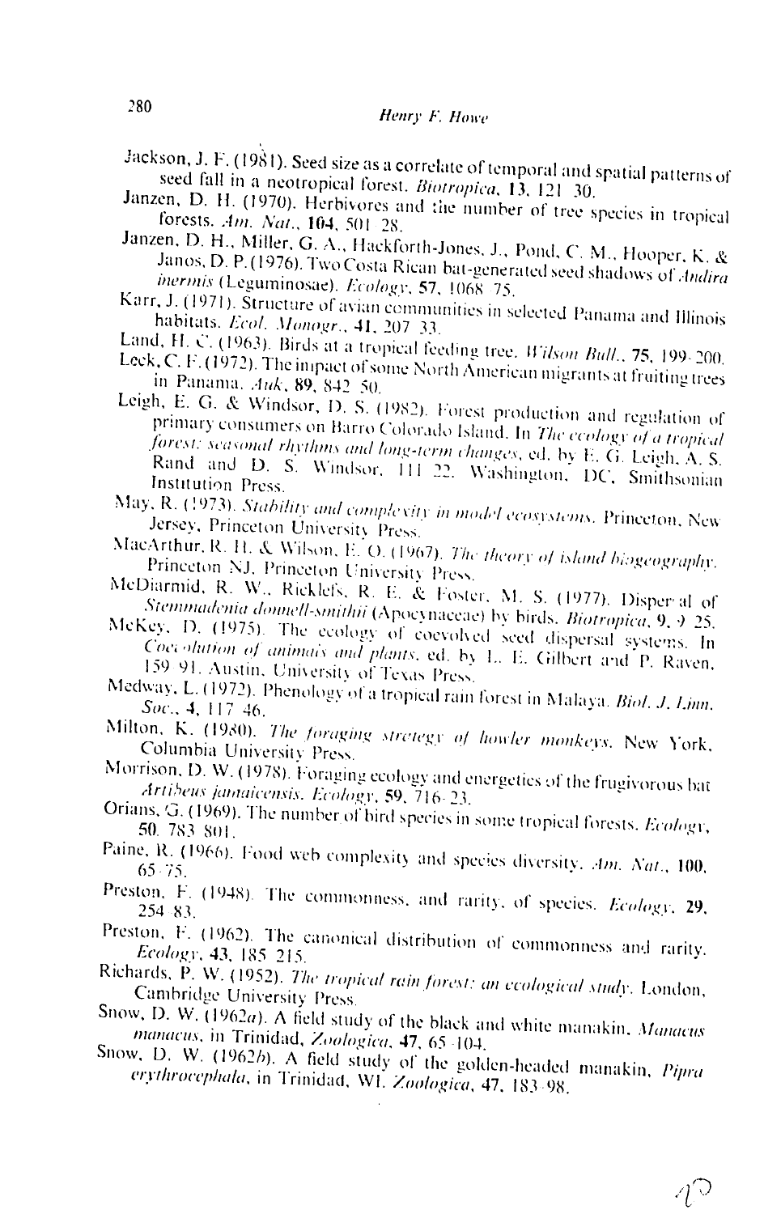Jackson, J. F. (1981). Seed size as a correlate of temporal and spatial patterns of seed fall in a neotropical forest. *Biotropica*, **13**, 121–30.

Janzen, D. H. (1970). Herbivores and the number of tree species in tropical forests. *Am. Nat.*, **104**, 501–28.

Janzen, D. H., Miller, G. A., Hackforth-Jones, J., Pond, C. M., Hooper, K. & Janos, D. P. (1976). Two Costa Rican bat-generated seed shadows of *Andira inermis* (Leguminosae). *Ecology*, **57**, 1068–75.

Karr, J. (1971). Structure of avian communities in selected Panama and Illinois habitats. *Ecol. Monogr.*, **41**, 207–33.

Land, H. C. (1963). Birds at a tropical feeding tree. *Wilson Bull.*, **75**, 199–200.

Leck, C. F. (1972). The impact of some North American migrants at fruiting trees in Panama. *Auk*, **89**, 842–50.

Leigh, E. G. & Windsor, D. S. (1982). Forest production and regulation of primary consumers on Barro Colorado Island. In *The ecology of a tropical forest: seasonal rhythms and long-term changes*, ed. by E. G. Leigh, A. S. Rand and D. S. Windsor, 111–22. Washington, DC, Smithsonian Institution Press.

May, R. (1973). *Stability and complexity in model ecosystems*. Princeton, New Jersey, Princeton University Press.

MacArthur, R. H. & Wilson, E. O. (1967). *The theory of island biogeography*. Princeton NJ, Princeton University Press.

McDiarmid, R. W., Ricklefs, R. E. & Foster, M. S. (1977). Dispersal of *Stemmadenia donnell-smithii* (Apocynaceae) by birds. *Biotropica*, **9**, 9–25.

McKey, D. (1975). The ecology of coevolved seed dispersal systems. In *Coevolution of animals and plants*, ed. by L. E. Gilbert and P. Raven, 159–91. Austin, University of Texas Press.

Medway, L. (1972). Phenology of a tropical rain forest in Malaya. *Biol. J. Linn. Soc.*, **4**, 117–46.

Milton, K. (1980). *The foraging strategy of howler monkeys*. New York, Columbia University Press.

Morrison, D. W. (1978). Foraging ecology and energetics of the frugivorous bat *Artibeus jamaicensis*. *Ecology*, **59**, 716–23.

Orians, G. (1969). The number of bird species in some tropical forests. *Ecology*, **50**, 783–801.

Paine, R. (1966). Food web complexity and species diversity. *Am. Nat.*, **100**, 65–75.

Preston, F. (1948). The commonness, and rarity, of species. *Ecology*, **29**, 254–83.

Preston, F. (1962). The canonical distribution of commonness and rarity. *Ecology*, **43**, 185–215.

Richards, P. W. (1952). *The tropical rain forest: an ecological study*. London, Cambridge University Press.

Snow, D. W. (1962*a*). A field study of the black and white manakin, *Manacus manacus*, in Trinidad, *Zoologica*, **47**, 65–104.

Snow, D. W. (1962*b*). A field study of the golden-headed manakin, *Pipra erythrocephala*, in Trinidad, WI. *Zoologica*, **47**, 183–98.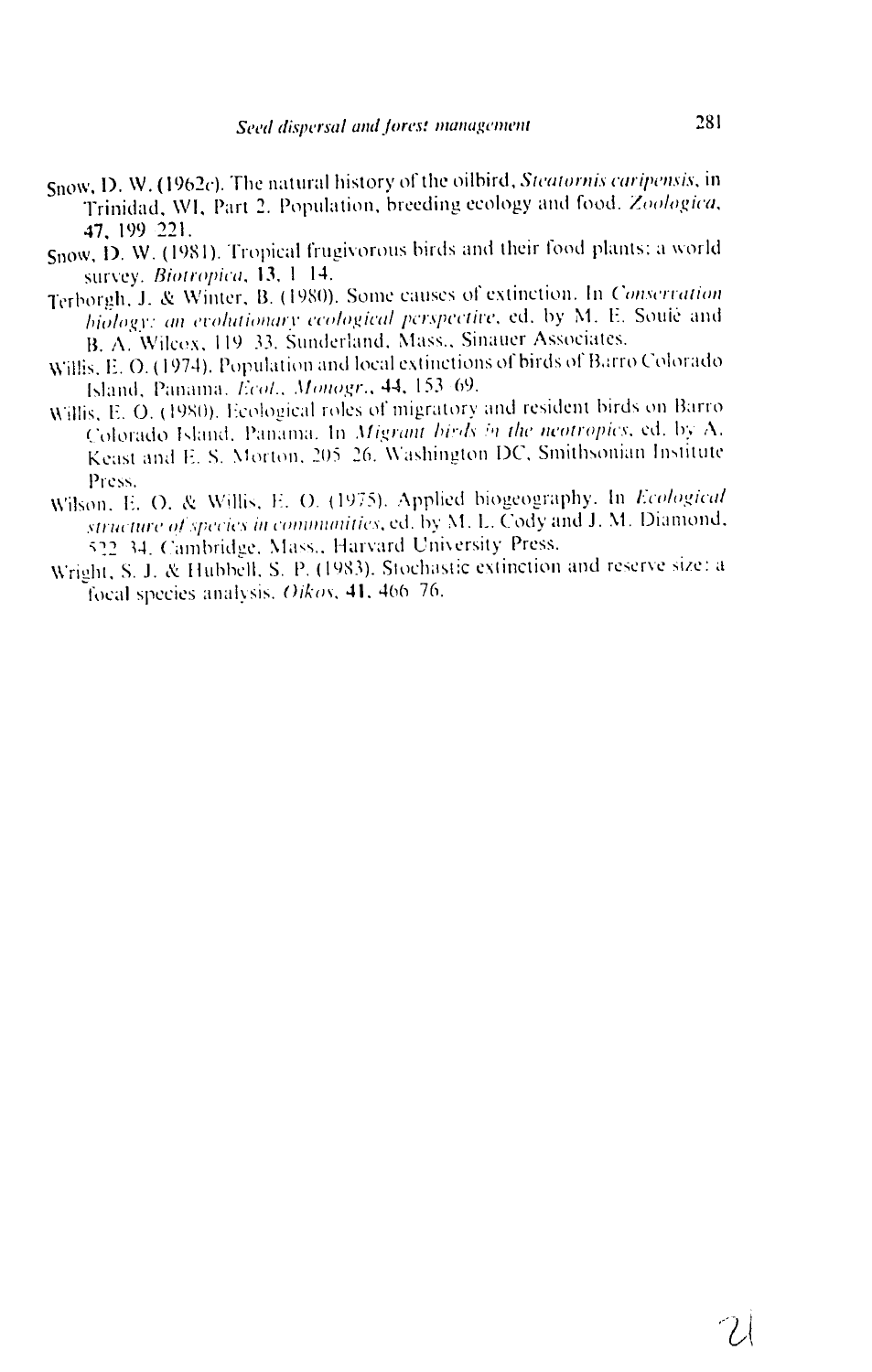Snow, D. W. (1962c). The natural history of the oilbird, *Steatornis caripensis*, in Trinidad, WI, Part 2. Population, breeding ecology and food. *Zoologica*, **47**, 199–221.

Snow, D. W. (1981). Tropical frugivorous birds and their food plants: a world survey. *Biotropica*, **13**, 1–14.

Terborgh, J. & Winter, B. (1980). Some causes of extinction. In *Conservation biology: an evolutionary ecological perspective*, ed. by M. E. Soulé and B. A. Wilcox, 119–33. Sunderland, Mass., Sinauer Associates.

Willis, E. O. (1974). Population and local extinctions of birds of Barro Colorado Island, Panama. *Ecol., Monogr.*, **44**, 153–69.

Willis, E. O. (1980). Ecological roles of migratory and resident birds on Barro Colorado Island, Panama. In *Migrant birds in the neotropics*, ed. by A. Keast and E. S. Morton, 205–26. Washington DC, Smithsonian Institute Press.

Wilson, E. O. & Willis, E. O. (1975). Applied biogeography. In *Ecological structure of species in communities*, ed. by M. L. Cody and J. M. Diamond, 522–34. Cambridge, Mass., Harvard University Press.

Wright, S. J. & Hubbell, S. P. (1983). Stochastic extinction and reserve size: a focal species analysis. *Oikos*, **41**, 466–76.